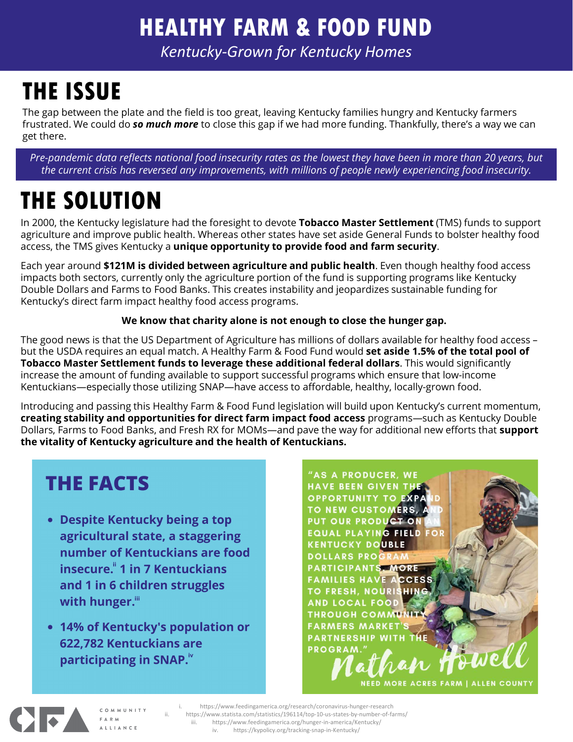# HEALTHY FARM & FOOD FUND

*Kentucky-Grown for Kentucky Homes*

## THE ISSUE

The gap between the plate and the field is too great, leaving Kentucky families hungry and Kentucky farmers frustrated. We could do ***so much more*** to close this gap if we had more funding. Thankfully, there's a way we can get there.

*Pre-pandemic data reflects national food insecurity rates as the lowest they have been in more than 20 years, but the current crisis has reversed any improvements, with millions of people newly experiencing food insecurity.*

## THE SOLUTION

In 2000, the Kentucky legislature had the foresight to devote **Tobacco Master Settlement** (TMS) funds to support agriculture and improve public health. Whereas other states have set aside General Funds to bolster healthy food access, the TMS gives Kentucky a **unique opportunity to provide food and farm security**.

Each year around **$121M is divided between agriculture and public health**. Even though healthy food access impacts both sectors, currently only the agriculture portion of the fund is supporting programs like Kentucky Double Dollars and Farms to Food Banks. This creates instability and jeopardizes sustainable funding for Kentucky's direct farm impact healthy food access programs.

**We know that charity alone is not enough to close the hunger gap.**

The good news is that the US Department of Agriculture has millions of dollars available for healthy food access – but the USDA requires an equal match. A Healthy Farm & Food Fund would **set aside 1.5% of the total pool of Tobacco Master Settlement funds to leverage these additional federal dollars**. This would significantly increase the amount of funding available to support successful programs which ensure that low-income Kentuckians—especially those utilizing SNAP—have access to affordable, healthy, locally-grown food.

Introducing and passing this Healthy Farm & Food Fund legislation will build upon Kentucky's current momentum, **creating stability and opportunities for direct farm impact food access** programs—such as Kentucky Double Dollars, Farms to Food Banks, and Fresh RX for MOMs—and pave the way for additional new efforts that **support the vitality of Kentucky agriculture and the health of Kentuckians.**

## THE FACTS

- **Despite Kentucky being a top agricultural state, a staggering number of Kentuckians are food insecure.[ii] 1 in 7 Kentuckians and 1 in 6 children struggles with hunger.[iii]**
- **14% of Kentucky's population or 622,782 Kentuckians are participating in SNAP.[iv]**

"AS A PRODUCER, WE HAVE BEEN GIVEN THE OPPORTUNITY TO EXPAND TO NEW CUSTOMERS, AND PUT OUR PRODUCT ON AN EQUAL PLAYING FIELD FOR KENTUCKY DOUBLE DOLLARS PROGRAM PARTICIPANTS. MORE FAMILIES HAVE ACCESS TO FRESH, NOURISHING, AND LOCAL FOOD THROUGH COMMUNITY FARMERS MARKET'S PARTNERSHIP WITH THE PROGRAM."

Nathan Howell

NEED MORE ACRES FARM | ALLEN COUNTY

COMMUNITY FARM ALLIANCE

i. https://www.feedingamerica.org/research/coronavirus-hunger-research
ii. https://www.statista.com/statistics/196114/top-10-us-states-by-number-of-farms/
iii. https://www.feedingamerica.org/hunger-in-america/Kentucky/
iv. https://kypolicy.org/tracking-snap-in-Kentucky/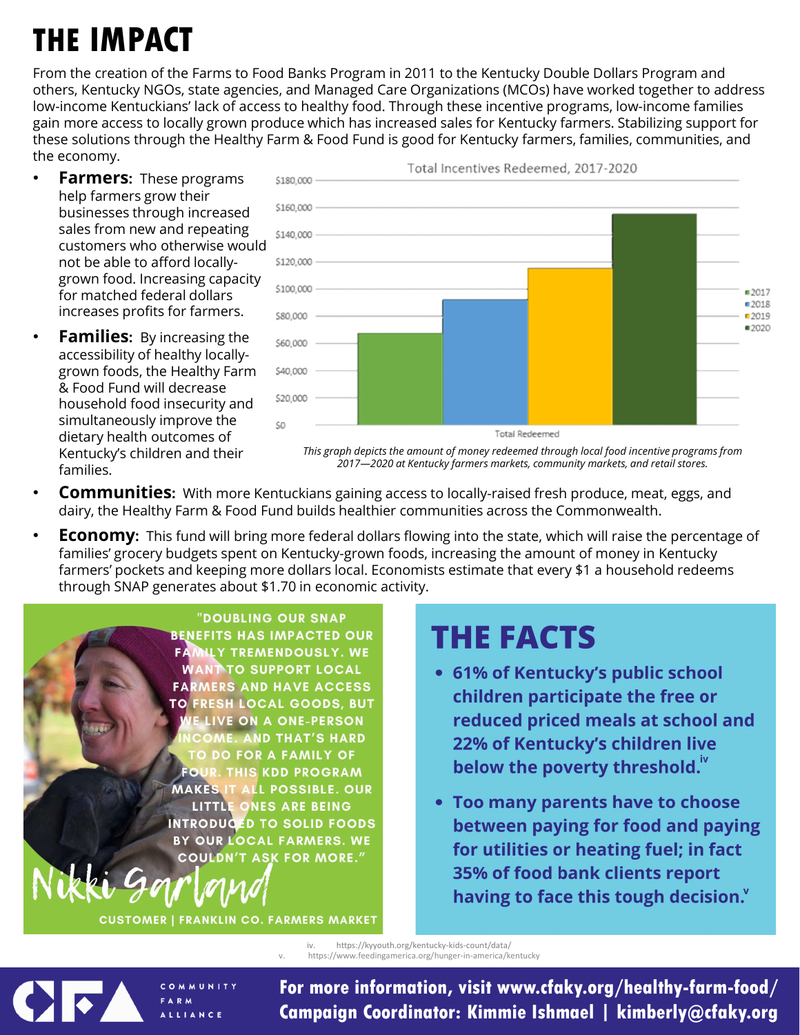# THE IMPACT

From the creation of the Farms to Food Banks Program in 2011 to the Kentucky Double Dollars Program and others, Kentucky NGOs, state agencies, and Managed Care Organizations (MCOs) have worked together to address low-income Kentuckians' lack of access to healthy food. Through these incentive programs, low-income families gain more access to locally grown produce which has increased sales for Kentucky farmers. Stabilizing support for these solutions through the Healthy Farm & Food Fund is good for Kentucky farmers, families, communities, and the economy.

- **Farmers:** These programs help farmers grow their businesses through increased sales from new and repeating customers who otherwise would not be able to afford locally-grown food. Increasing capacity for matched federal dollars increases profits for farmers.
- **Families:** By increasing the accessibility of healthy locally-grown foods, the Healthy Farm & Food Fund will decrease household food insecurity and simultaneously improve the dietary health outcomes of Kentucky's children and their families.

Total Incentives Redeemed, 2017-2020

$180,000
$160,000
$140,000
$120,000
$100,000
$80,000
$60,000
$40,000
$20,000
$0

Total Redeemed

2017
2018
2019
2020

*This graph depicts the amount of money redeemed through local food incentive programs from 2017—2020 at Kentucky farmers markets, community markets, and retail stores.*

- **Communities:** With more Kentuckians gaining access to locally-raised fresh produce, meat, eggs, and dairy, the Healthy Farm & Food Fund builds healthier communities across the Commonwealth.
- **Economy:** This fund will bring more federal dollars flowing into the state, which will raise the percentage of families' grocery budgets spent on Kentucky-grown foods, increasing the amount of money in Kentucky farmers' pockets and keeping more dollars local. Economists estimate that every $1 a household redeems through SNAP generates about $1.70 in economic activity.

"DOUBLING OUR SNAP BENEFITS HAS IMPACTED OUR FAMILY TREMENDOUSLY. WE WANT TO SUPPORT LOCAL FARMERS AND HAVE ACCESS TO FRESH LOCAL GOODS, BUT WE LIVE ON A ONE-PERSON INCOME. AND THAT'S HARD TO DO FOR A FAMILY OF FOUR. THIS KDD PROGRAM MAKES IT ALL POSSIBLE. OUR LITTLE ONES ARE BEING INTRODUCED TO SOLID FOODS BY OUR LOCAL FARMERS. WE COULDN'T ASK FOR MORE."

Nikki Garland

CUSTOMER | FRANKLIN CO. FARMERS MARKET

# THE FACTS

- **61% of Kentucky's public school children participate the free or reduced priced meals at school and 22% of Kentucky's children live below the poverty threshold.[iv]**
- **Too many parents have to choose between paying for food and paying for utilities or heating fuel; in fact 35% of food bank clients report having to face this tough decision.[v]**

iv. https://kyyouth.org/kentucky-kids-count/data/
v. https://www.feedingamerica.org/hunger-in-america/kentucky

COMMUNITY FARM ALLIANCE

**For more information, visit www.cfaky.org/healthy-farm-food/**
**Campaign Coordinator: Kimmie Ishmael | kimberly@cfaky.org**